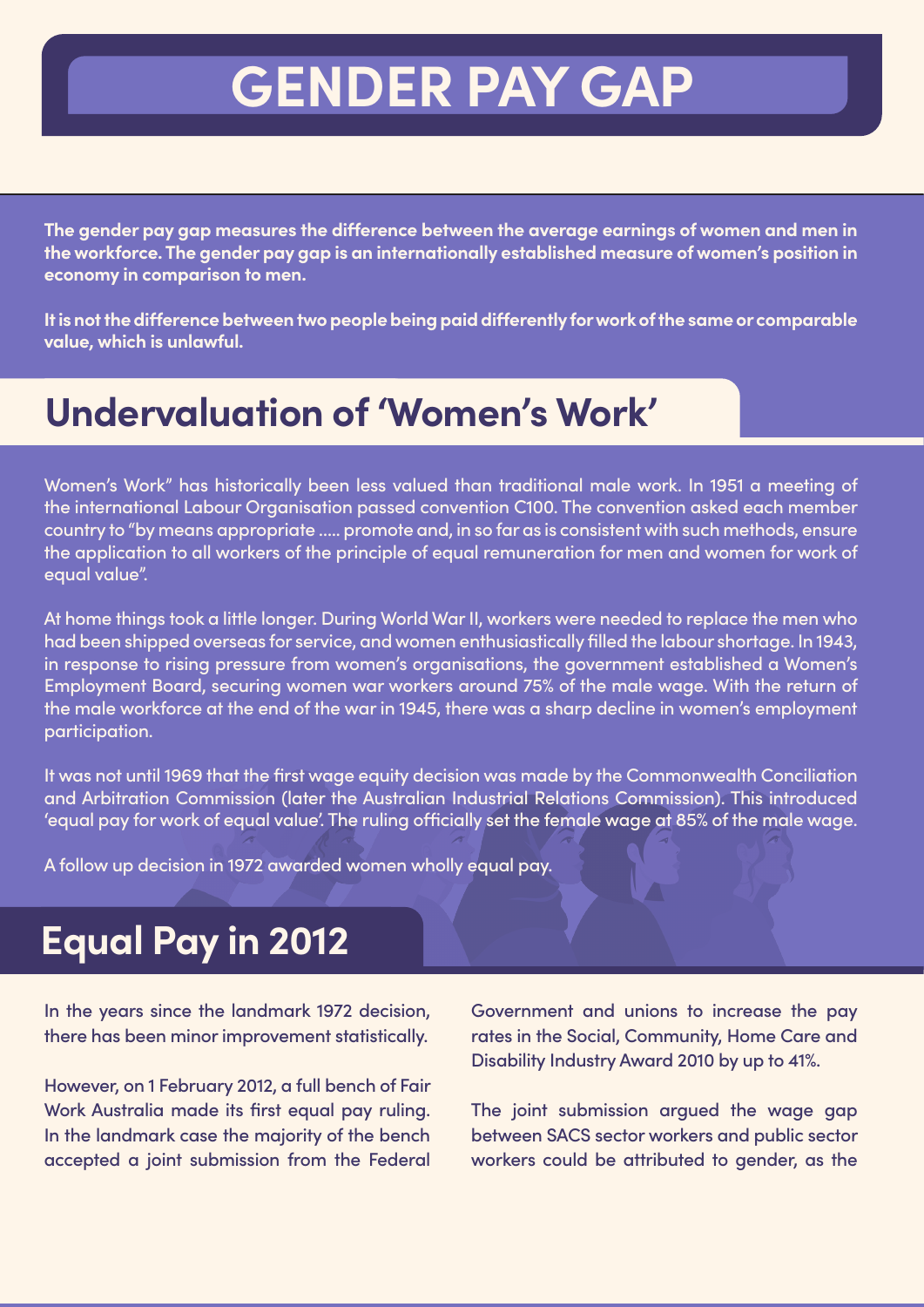# GENDER PAY GAP

**The gender pay gap measures the difference between the average earnings of women and men in the workforce. The gender pay gap is an internationally established measure of women's position in economy in comparison to men.**

**It is not the difference between two people being paid differently for work of the same or comparable value, which is unlawful.**

## Undervaluation of 'Women's Work'

Women's Work" has historically been less valued than traditional male work. In 1951 a meeting of the international Labour Organisation passed convention C100. The convention asked each member country to "by means appropriate ..... promote and, in so far as is consistent with such methods, ensure the application to all workers of the principle of equal remuneration for men and women for work of equal value".

At home things took a little longer. During World War II, workers were needed to replace the men who had been shipped overseas for service, and women enthusiastically filled the labour shortage. In 1943, in response to rising pressure from women's organisations, the government established a Women's Employment Board, securing women war workers around 75% of the male wage. With the return of the male workforce at the end of the war in 1945, there was a sharp decline in women's employment participation.

It was not until 1969 that the first wage equity decision was made by the Commonwealth Conciliation and Arbitration Commission (later the Australian Industrial Relations Commission). This introduced 'equal pay for work of equal value'. The ruling officially set the female wage at 85% of the male wage.

A follow up decision in 1972 awarded women wholly equal pay.

## Equal Pay in 2012

In the years since the landmark 1972 decision, there has been minor improvement statistically.

However, on 1 February 2012, a full bench of Fair Work Australia made its first equal pay ruling. In the landmark case the majority of the bench accepted a joint submission from the Federal Government and unions to increase the pay rates in the Social, Community, Home Care and Disability Industry Award 2010 by up to 41%.

The joint submission argued the wage gap between SACS sector workers and public sector workers could be attributed to gender, as the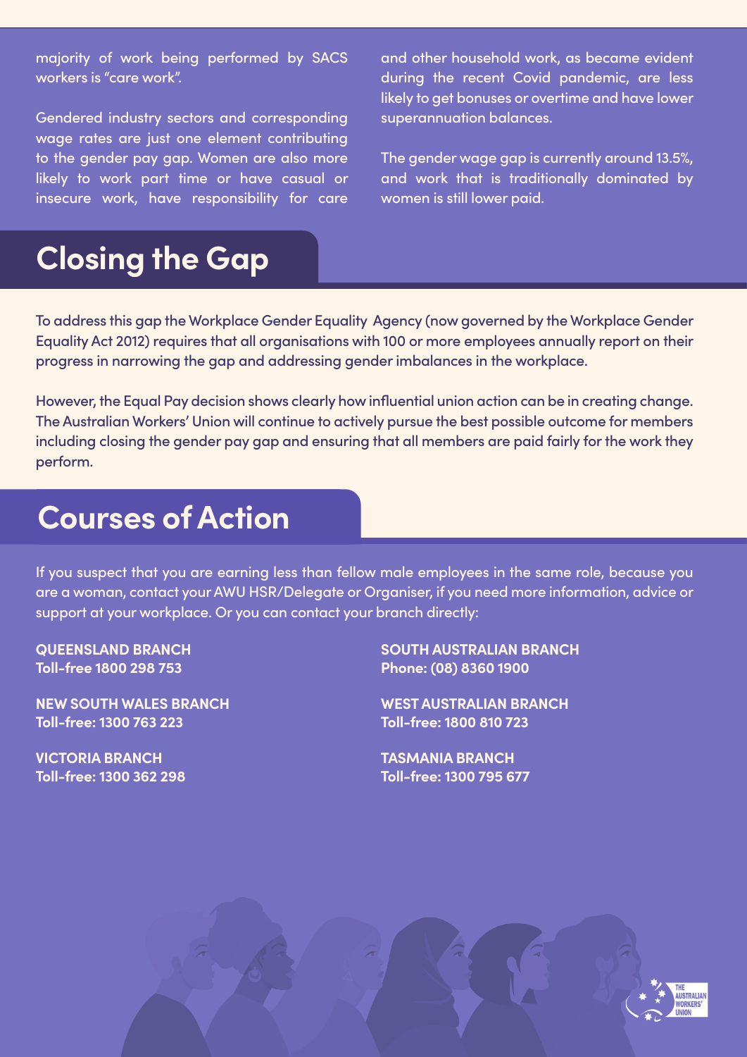majority of work being performed by SACS workers is "care work".

Gendered industry sectors and corresponding wage rates are just one element contributing to the gender pay gap. Women are also more likely to work part time or have casual or insecure work, have responsibility for care and other household work, as became evident during the recent Covid pandemic, are less likely to get bonuses or overtime and have lower superannuation balances.

The gender wage gap is currently around 13.5%, and work that is traditionally dominated by women is still lower paid.

## Closing the Gap

To address this gap the Workplace Gender Equality Agency (now governed by the Workplace Gender Equality Act 2012) requires that all organisations with 100 or more employees annually report on their progress in narrowing the gap and addressing gender imbalances in the workplace.

However, the Equal Pay decision shows clearly how influential union action can be in creating change. The Australian Workers' Union will continue to actively pursue the best possible outcome for members including closing the gender pay gap and ensuring that all members are paid fairly for the work they perform.

## Courses of Action

If you suspect that you are earning less than fellow male employees in the same role, because you are a woman, contact your AWU HSR/Delegate or Organiser, if you need more information, advice or support at your workplace. Or you can contact your branch directly:

**QUEENSLAND BRANCH**
**Toll-free 1800 298 753**

**NEW SOUTH WALES BRANCH**
**Toll-free: 1300 763 223**

**VICTORIA BRANCH**
**Toll-free: 1300 362 298**

**SOUTH AUSTRALIAN BRANCH**
**Phone: (08) 8360 1900**

**WEST AUSTRALIAN BRANCH**
**Toll-free: 1800 810 723**

**TASMANIA BRANCH**
**Toll-free: 1300 795 677**